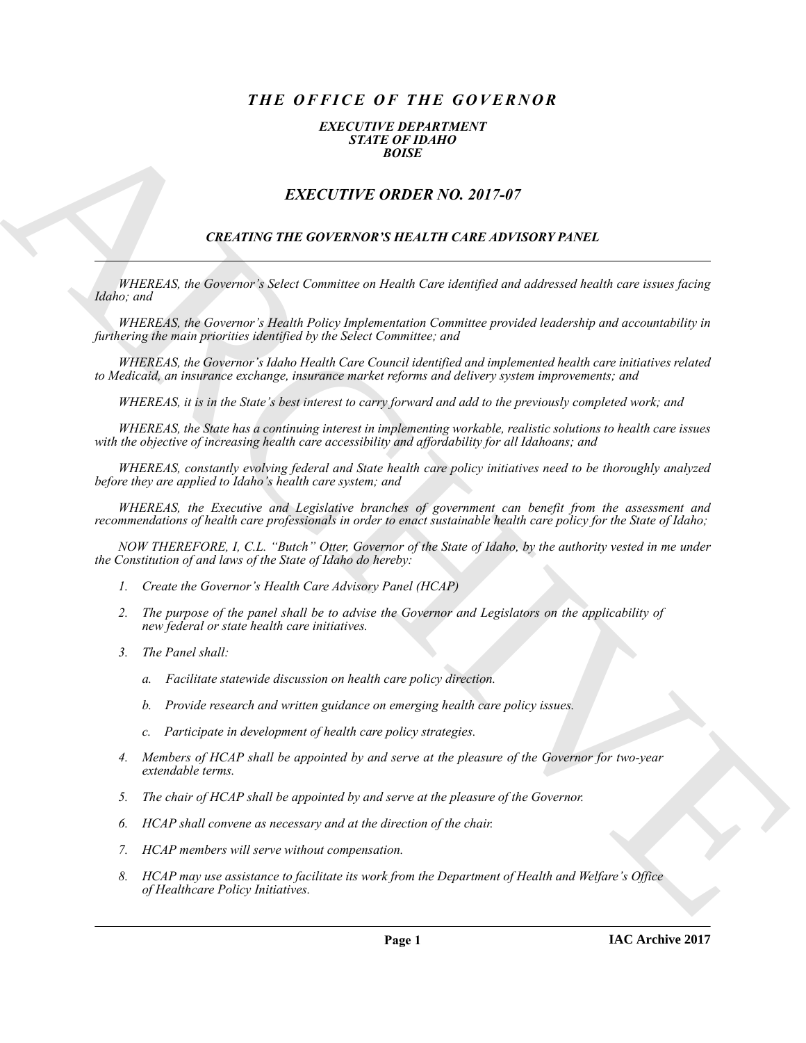# *THE OFFICE OF THE GOVERNOR*

***EXECUTIVE DEPARTMENT***
***STATE OF IDAHO***
***BOISE***

## *EXECUTIVE ORDER NO. 2017-07*

### *CREATING THE GOVERNOR'S HEALTH CARE ADVISORY PANEL*

---

*WHEREAS, the Governor's Select Committee on Health Care identified and addressed health care issues facing Idaho; and*

*WHEREAS, the Governor's Health Policy Implementation Committee provided leadership and accountability in furthering the main priorities identified by the Select Committee; and*

*WHEREAS, the Governor's Idaho Health Care Council identified and implemented health care initiatives related to Medicaid, an insurance exchange, insurance market reforms and delivery system improvements; and*

*WHEREAS, it is in the State's best interest to carry forward and add to the previously completed work; and*

*WHEREAS, the State has a continuing interest in implementing workable, realistic solutions to health care issues with the objective of increasing health care accessibility and affordability for all Idahoans; and*

*WHEREAS, constantly evolving federal and State health care policy initiatives need to be thoroughly analyzed before they are applied to Idaho's health care system; and*

*WHEREAS, the Executive and Legislative branches of government can benefit from the assessment and recommendations of health care professionals in order to enact sustainable health care policy for the State of Idaho;*

*NOW THEREFORE, I, C.L. "Butch" Otter, Governor of the State of Idaho, by the authority vested in me under the Constitution of and laws of the State of Idaho do hereby:*

1. *Create the Governor's Health Care Advisory Panel (HCAP)*
2. *The purpose of the panel shall be to advise the Governor and Legislators on the applicability of new federal or state health care initiatives.*
3. *The Panel shall:*
   a. *Facilitate statewide discussion on health care policy direction.*
   b. *Provide research and written guidance on emerging health care policy issues.*
   c. *Participate in development of health care policy strategies.*
4. *Members of HCAP shall be appointed by and serve at the pleasure of the Governor for two-year extendable terms.*
5. *The chair of HCAP shall be appointed by and serve at the pleasure of the Governor.*
6. *HCAP shall convene as necessary and at the direction of the chair.*
7. *HCAP members will serve without compensation.*
8. *HCAP may use assistance to facilitate its work from the Department of Health and Welfare's Office of Healthcare Policy Initiatives.*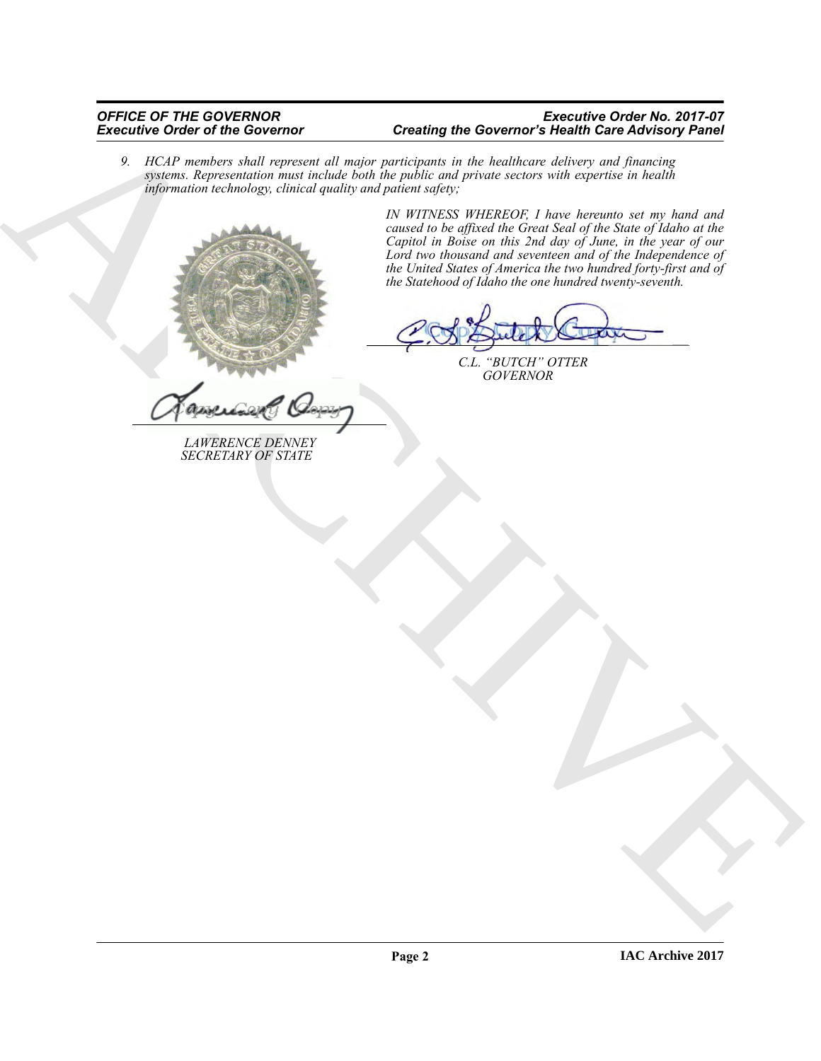*9. HCAP members shall represent all major participants in the healthcare delivery and financing systems. Representation must include both the public and private sectors with expertise in health information technology, clinical quality and patient safety;*

*IN WITNESS WHEREOF, I have hereunto set my hand and caused to be affixed the Great Seal of the State of Idaho at the Capitol in Boise on this 2nd day of June, in the year of our Lord two thousand and seventeen and of the Independence of the United States of America the two hundred forty-first and of the Statehood of Idaho the one hundred twenty-seventh.*

*C.L. "BUTCH" OTTER*
*GOVERNOR*

*LAWERENCE DENNEY*
*SECRETARY OF STATE*